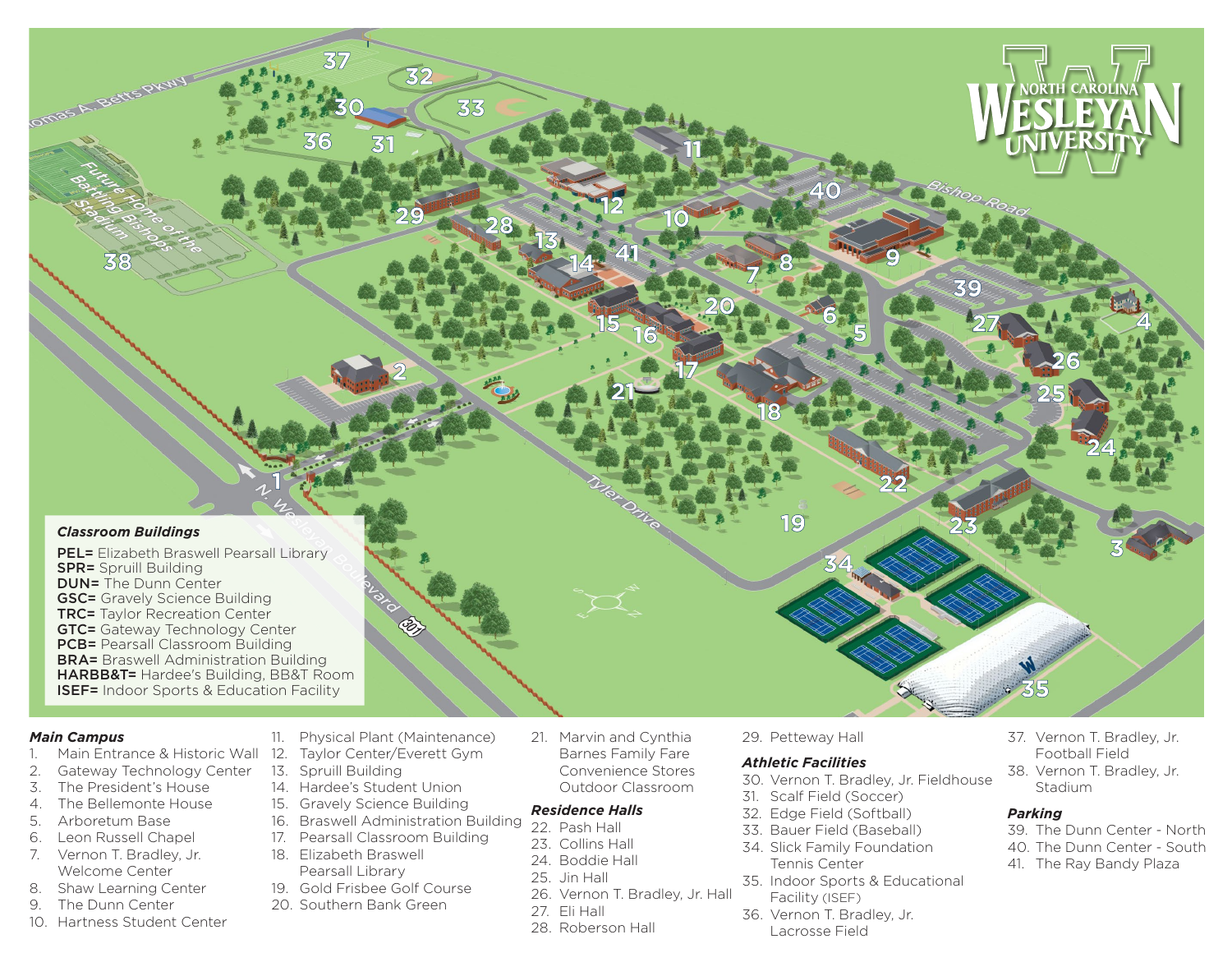**Classroom Buildings**

**PEL=** Elizabeth Braswell Pearsall Library
**SPR=** Spruill Building
**DUN=** The Dunn Center
**GSC=** Gravely Science Building
**TRC=** Taylor Recreation Center
**GTC=** Gateway Technology Center
**PCB=** Pearsall Classroom Building
**BRA=** Braswell Administration Building
**HARBB&T=** Hardee's Building, BB&T Room
**ISEF=** Indoor Sports & Education Facility

***Main Campus***

1. Main Entrance & Historic Wall
2. Gateway Technology Center
3. The President's House
4. The Bellemonte House
5. Arboretum Base
6. Leon Russell Chapel
7. Vernon T. Bradley, Jr. Welcome Center
8. Shaw Learning Center
9. The Dunn Center
10. Hartness Student Center
11. Physical Plant (Maintenance)
12. Taylor Center/Everett Gym
13. Spruill Building
14. Hardee's Student Union
15. Gravely Science Building
16. Braswell Administration Building
17. Pearsall Classroom Building
18. Elizabeth Braswell Pearsall Library
19. Gold Frisbee Golf Course
20. Southern Bank Green
21. Marvin and Cynthia Barnes Family Fare Convenience Stores Outdoor Classroom

***Residence Halls***

22. Pash Hall
23. Collins Hall
24. Boddie Hall
25. Jin Hall
26. Vernon T. Bradley, Jr. Hall
27. Eli Hall
28. Roberson Hall
29. Petteway Hall

***Athletic Facilities***

30. Vernon T. Bradley, Jr. Fieldhouse
31. Scaff Field (Soccer)
32. Edge Field (Softball)
33. Bauer Field (Baseball)
34. Slick Family Foundation Tennis Center
35. Indoor Sports & Educational Facility (ISEF)
36. Vernon T. Bradley, Jr. Lacrosse Field
37. Vernon T. Bradley, Jr. Football Field
38. Vernon T. Bradley, Jr. Stadium

***Parking***

39. The Dunn Center - North
40. The Dunn Center - South
41. The Ray Bandy Plaza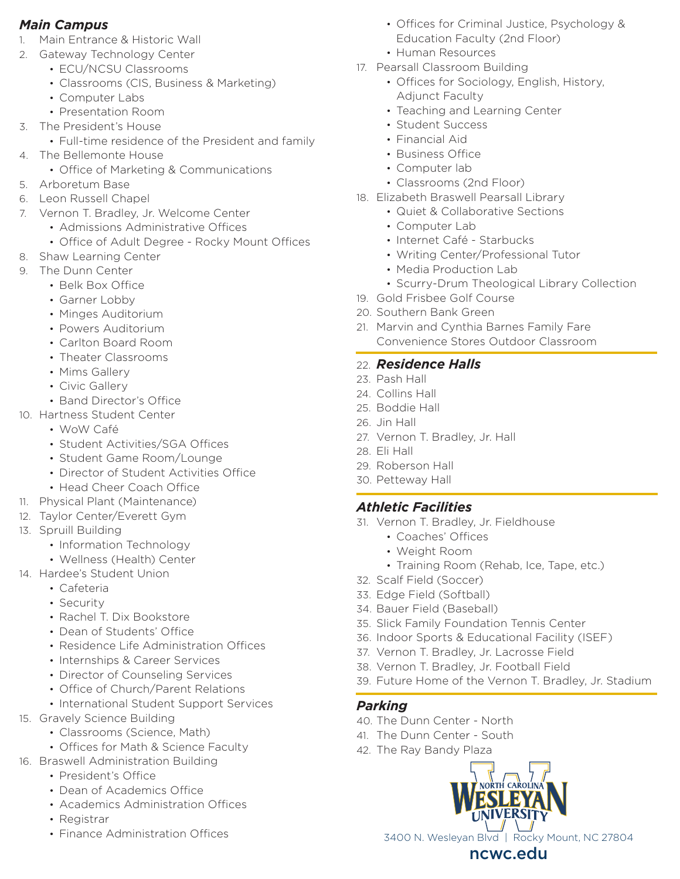## *Main Campus*

1. Main Entrance & Historic Wall
2. Gateway Technology Center
   - ECU/NCSU Classrooms
   - Classrooms (CIS, Business & Marketing)
   - Computer Labs
   - Presentation Room
3. The President's House
   - Full-time residence of the President and family
4. The Bellemonte House
   - Office of Marketing & Communications
5. Arboretum Base
6. Leon Russell Chapel
7. Vernon T. Bradley, Jr. Welcome Center
   - Admissions Administrative Offices
   - Office of Adult Degree - Rocky Mount Offices
8. Shaw Learning Center
9. The Dunn Center
   - Belk Box Office
   - Garner Lobby
   - Minges Auditorium
   - Powers Auditorium
   - Carlton Board Room
   - Theater Classrooms
   - Mims Gallery
   - Civic Gallery
   - Band Director's Office
10. Hartness Student Center
    - WoW Café
    - Student Activities/SGA Offices
    - Student Game Room/Lounge
    - Director of Student Activities Office
    - Head Cheer Coach Office
11. Physical Plant (Maintenance)
12. Taylor Center/Everett Gym
13. Spruill Building
    - Information Technology
    - Wellness (Health) Center
14. Hardee's Student Union
    - Cafeteria
    - Security
    - Rachel T. Dix Bookstore
    - Dean of Students' Office
    - Residence Life Administration Offices
    - Internships & Career Services
    - Director of Counseling Services
    - Office of Church/Parent Relations
    - International Student Support Services
15. Gravely Science Building
    - Classrooms (Science, Math)
    - Offices for Math & Science Faculty
16. Braswell Administration Building
    - President's Office
    - Dean of Academics Office
    - Academics Administration Offices
    - Registrar
    - Finance Administration Offices
    - Offices for Criminal Justice, Psychology & Education Faculty (2nd Floor)
    - Human Resources
17. Pearsall Classroom Building
    - Offices for Sociology, English, History, Adjunct Faculty
    - Teaching and Learning Center
    - Student Success
    - Financial Aid
    - Business Office
    - Computer lab
    - Classrooms (2nd Floor)
18. Elizabeth Braswell Pearsall Library
    - Quiet & Collaborative Sections
    - Computer Lab
    - Internet Café - Starbucks
    - Writing Center/Professional Tutor
    - Media Production Lab
    - Scurry-Drum Theological Library Collection
19. Gold Frisbee Golf Course
20. Southern Bank Green
21. Marvin and Cynthia Barnes Family Fare Convenience Stores Outdoor Classroom

## 22. *Residence Halls*

23. Pash Hall
24. Collins Hall
25. Boddie Hall
26. Jin Hall
27. Vernon T. Bradley, Jr. Hall
28. Eli Hall
29. Roberson Hall
30. Petteway Hall

## *Athletic Facilities*

31. Vernon T. Bradley, Jr. Fieldhouse
    - Coaches' Offices
    - Weight Room
    - Training Room (Rehab, Ice, Tape, etc.)
32. Scalf Field (Soccer)
33. Edge Field (Softball)
34. Bauer Field (Baseball)
35. Slick Family Foundation Tennis Center
36. Indoor Sports & Educational Facility (ISEF)
37. Vernon T. Bradley, Jr. Lacrosse Field
38. Vernon T. Bradley, Jr. Football Field
39. Future Home of the Vernon T. Bradley, Jr. Stadium

## *Parking*

40. The Dunn Center - North
41. The Dunn Center - South
42. The Ray Bandy Plaza

NORTH CAROLINA WESLEYAN UNIVERSITY

3400 N. Wesleyan Blvd | Rocky Mount, NC 27804

**ncwc.edu**